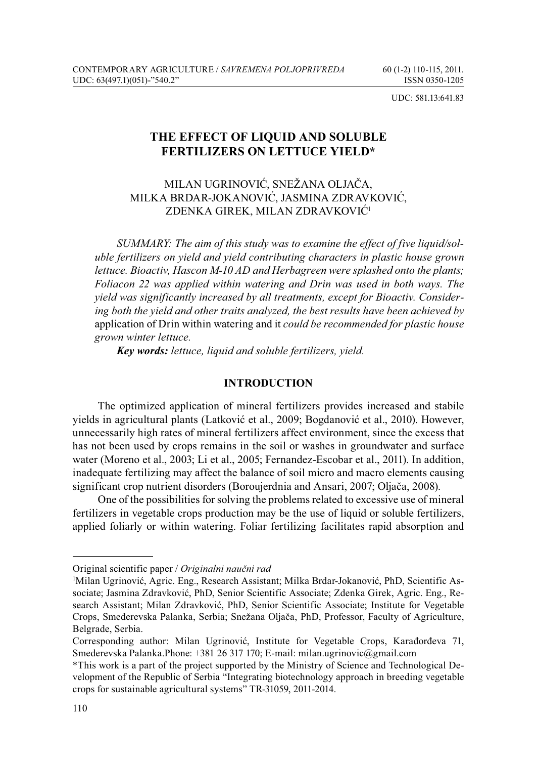UDC: 581.13:641.83

# THE EFFECT OF LIQUID AND SOLUBLE FERTILIZERS ON LETTUCE YIELD*

MILAN UGRINOVIĆ, SNEŽANA OLJAČA, MILKA BRDAR-JOKANOVIĆ, JASMINA ZDRAVKOVIĆ, ZDENKA GIREK, MILAN ZDRAVKOVIĆ[1]

*SUMMARY: The aim of this study was to examine the effect of five liquid/soluble fertilizers on yield and yield contributing characters in plastic house grown lettuce. Bioactiv, Hascon M-10 AD and Herbagreen were splashed onto the plants; Foliacon 22 was applied within watering and Drin was used in both ways. The yield was significantly increased by all treatments, except for Bioactiv. Considering both the yield and other traits analyzed, the best results have been achieved by* application of Drin within watering and it *could be recommended for plastic house grown winter lettuce.*

***Key words:*** *lettuce, liquid and soluble fertilizers, yield.*

## INTRODUCTION

The optimized application of mineral fertilizers provides increased and stabile yields in agricultural plants (Latković et al., 2009; Bogdanović et al., 2010). However, unnecessarily high rates of mineral fertilizers affect environment, since the excess that has not been used by crops remains in the soil or washes in groundwater and surface water (Moreno et al., 2003; Li et al., 2005; Fernandez-Escobar et al., 2011). In addition, inadequate fertilizing may affect the balance of soil micro and macro elements causing significant crop nutrient disorders (Boroujerdnia and Ansari, 2007; Oljača, 2008).

One of the possibilities for solving the problems related to excessive use of mineral fertilizers in vegetable crops production may be the use of liquid or soluble fertilizers, applied foliarly or within watering. Foliar fertilizing facilitates rapid absorption and

---

Original scientific paper / *Originalni naučni rad*

[1]Milan Ugrinović, Agric. Eng., Research Assistant; Milka Brdar-Jokanović, PhD, Scientific Associate; Jasmina Zdravković, PhD, Senior Scientific Associate; Zdenka Girek, Agric. Eng., Research Assistant; Milan Zdravković, PhD, Senior Scientific Associate; Institute for Vegetable Crops, Smederevska Palanka, Serbia; Snežana Oljača, PhD, Professor, Faculty of Agriculture, Belgrade, Serbia.

Corresponding author: Milan Ugrinović, Institute for Vegetable Crops, Karađorđeva 71, Smederevska Palanka.Phone: +381 26 317 170; E-mail: milan.ugrinovic@gmail.com

*This work is a part of the project supported by the Ministry of Science and Technological Development of the Republic of Serbia "Integrating biotechnology approach in breeding vegetable crops for sustainable agricultural systems" TR-31059, 2011-2014.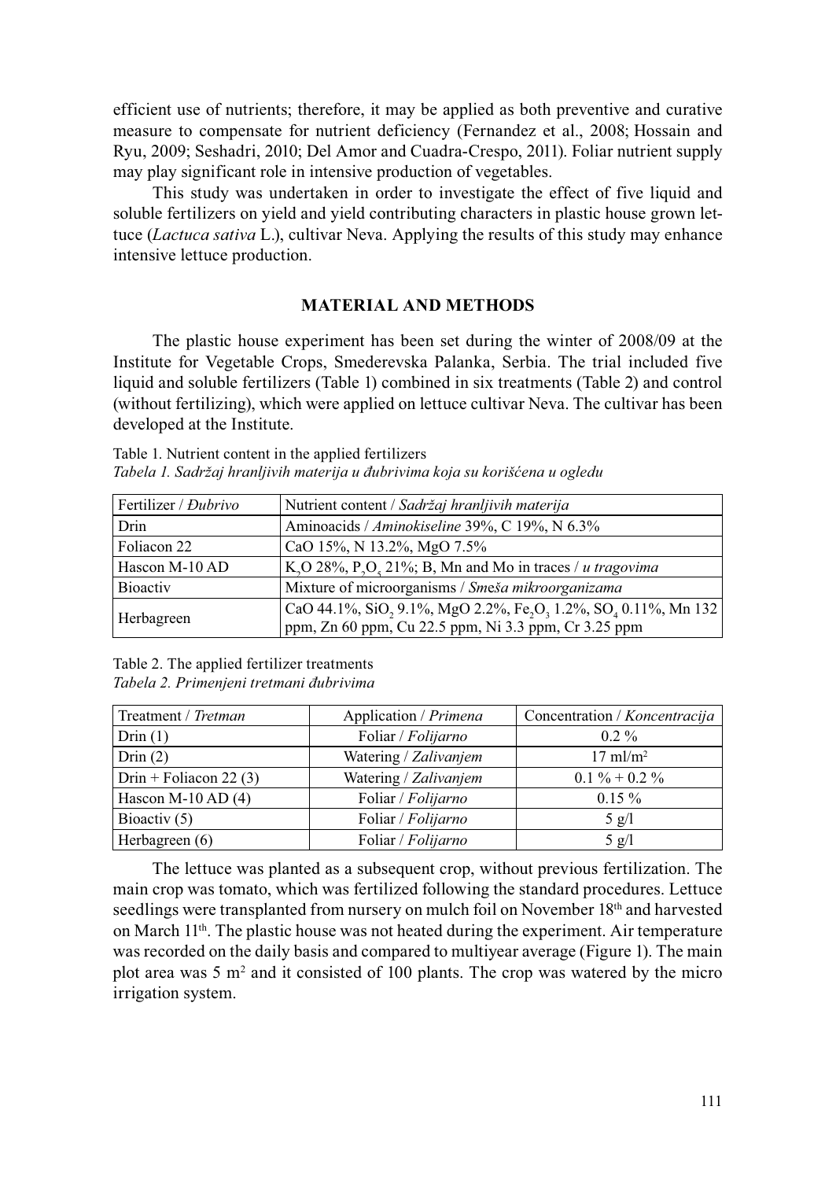efficient use of nutrients; therefore, it may be applied as both preventive and curative measure to compensate for nutrient deficiency (Fernandez et al., 2008; Hossain and Ryu, 2009; Seshadri, 2010; Del Amor and Cuadra-Crespo, 2011). Foliar nutrient supply may play significant role in intensive production of vegetables.

This study was undertaken in order to investigate the effect of five liquid and soluble fertilizers on yield and yield contributing characters in plastic house grown lettuce (*Lactuca sativa* L.), cultivar Neva. Applying the results of this study may enhance intensive lettuce production.

## MATERIAL AND METHODS

The plastic house experiment has been set during the winter of 2008/09 at the Institute for Vegetable Crops, Smederevska Palanka, Serbia. The trial included five liquid and soluble fertilizers (Table 1) combined in six treatments (Table 2) and control (without fertilizing), which were applied on lettuce cultivar Neva. The cultivar has been developed at the Institute.

Table 1. Nutrient content in the applied fertilizers
*Tabela 1. Sadržaj hranljivih materija u đubrivima koja su korišćena u ogledu*

| Fertilizer / *Đubrivo* | Nutrient content / *Sadržaj hranljivih materija* |
|---|---|
| Drin | Aminoacids / *Aminokiseline* 39%, C 19%, N 6.3% |
| Foliacon 22 | CaO 15%, N 13.2%, MgO 7.5% |
| Hascon M-10 AD | $K_2O$ 28%, $P_2O_5$ 21%; B, Mn and Mo in traces / *u tragovima* |
| Bioactiv | Mixture of microorganisms / *Smeša mikroorganizama* |
| Herbagreen | CaO 44.1%, $SiO_2$ 9.1%, MgO 2.2%, $Fe_2O_3$ 1.2%, $SO_4$ 0.11%, Mn 132 ppm, Zn 60 ppm, Cu 22.5 ppm, Ni 3.3 ppm, Cr 3.25 ppm |

Table 2. The applied fertilizer treatments
*Tabela 2. Primenjeni tretmani đubrivima*

| Treatment / *Tretman* | Application / *Primena* | Concentration / *Koncentracija* |
|---|---|---|
| Drin (1) | Foliar / *Folijarno* | 0.2 % |
| Drin (2) | Watering / *Zalivanjem* | 17 ml/m² |
| Drin + Foliacon 22 (3) | Watering / *Zalivanjem* | 0.1 % + 0.2 % |
| Hascon M-10 AD (4) | Foliar / *Folijarno* | 0.15 % |
| Bioactiv (5) | Foliar / *Folijarno* | 5 g/l |
| Herbagreen (6) | Foliar / *Folijarno* | 5 g/l |

The lettuce was planted as a subsequent crop, without previous fertilization. The main crop was tomato, which was fertilized following the standard procedures. Lettuce seedlings were transplanted from nursery on mulch foil on November 18th and harvested on March 11th. The plastic house was not heated during the experiment. Air temperature was recorded on the daily basis and compared to multiyear average (Figure 1). The main plot area was 5 m² and it consisted of 100 plants. The crop was watered by the micro irrigation system.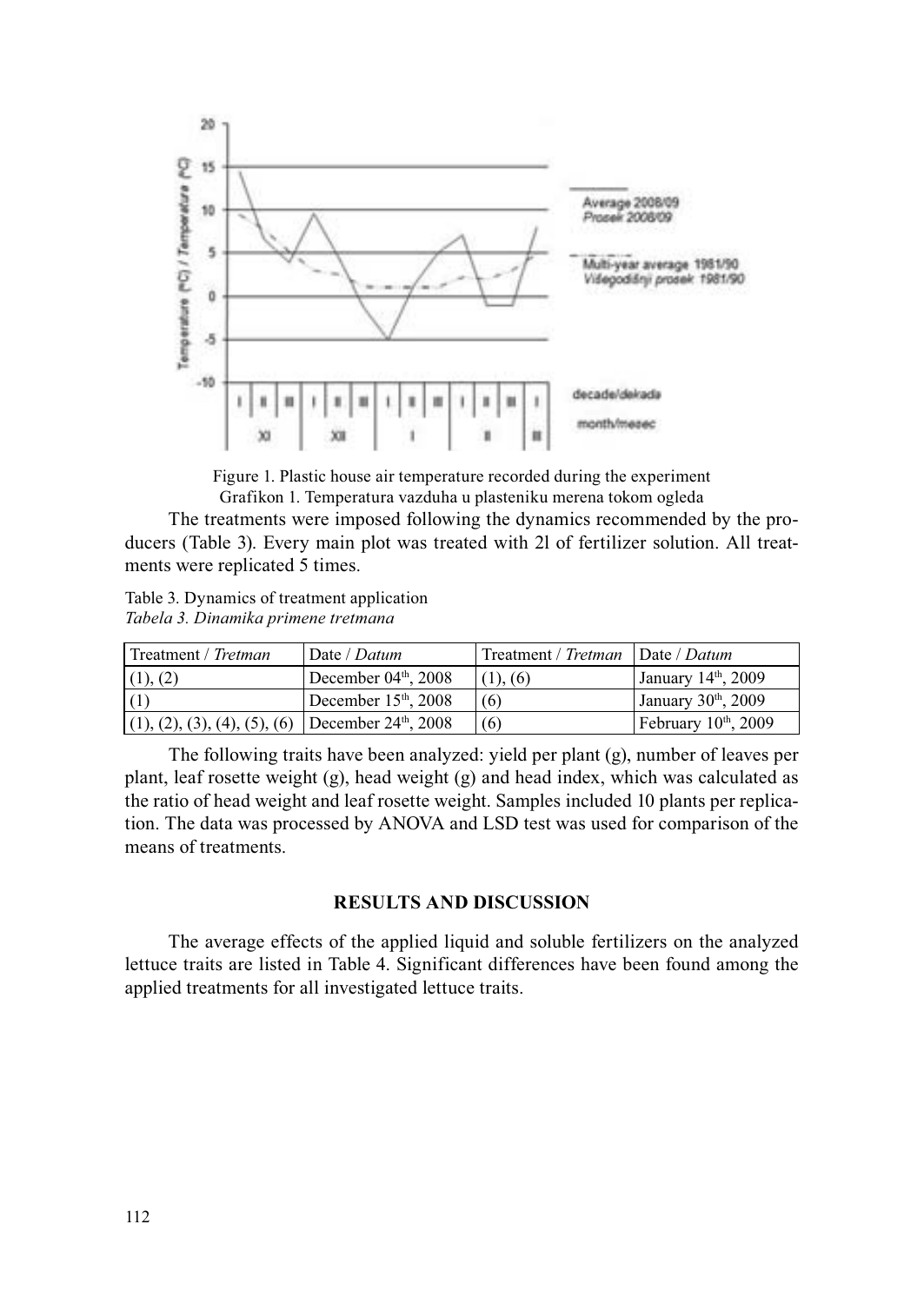Figure 1. Plastic house air temperature recorded during the experiment
Grafikon 1. Temperatura vazduha u plasteniku merena tokom ogleda

The treatments were imposed following the dynamics recommended by the producers (Table 3). Every main plot was treated with 2l of fertilizer solution. All treatments were replicated 5 times.

Table 3. Dynamics of treatment application
*Tabela 3. Dinamika primene tretmana*

| Treatment / *Tretman* | Date / *Datum* | Treatment / *Tretman* | Date / *Datum* |
|---|---|---|---|
| (1), (2) | December 04th, 2008 | (1), (6) | January 14th, 2009 |
| (1) | December 15th, 2008 | (6) | January 30th, 2009 |
| (1), (2), (3), (4), (5), (6) | December 24th, 2008 | (6) | February 10th, 2009 |

The following traits have been analyzed: yield per plant (g), number of leaves per plant, leaf rosette weight (g), head weight (g) and head index, which was calculated as the ratio of head weight and leaf rosette weight. Samples included 10 plants per replication. The data was processed by ANOVA and LSD test was used for comparison of the means of treatments.

## RESULTS AND DISCUSSION

The average effects of the applied liquid and soluble fertilizers on the analyzed lettuce traits are listed in Table 4. Significant differences have been found among the applied treatments for all investigated lettuce traits.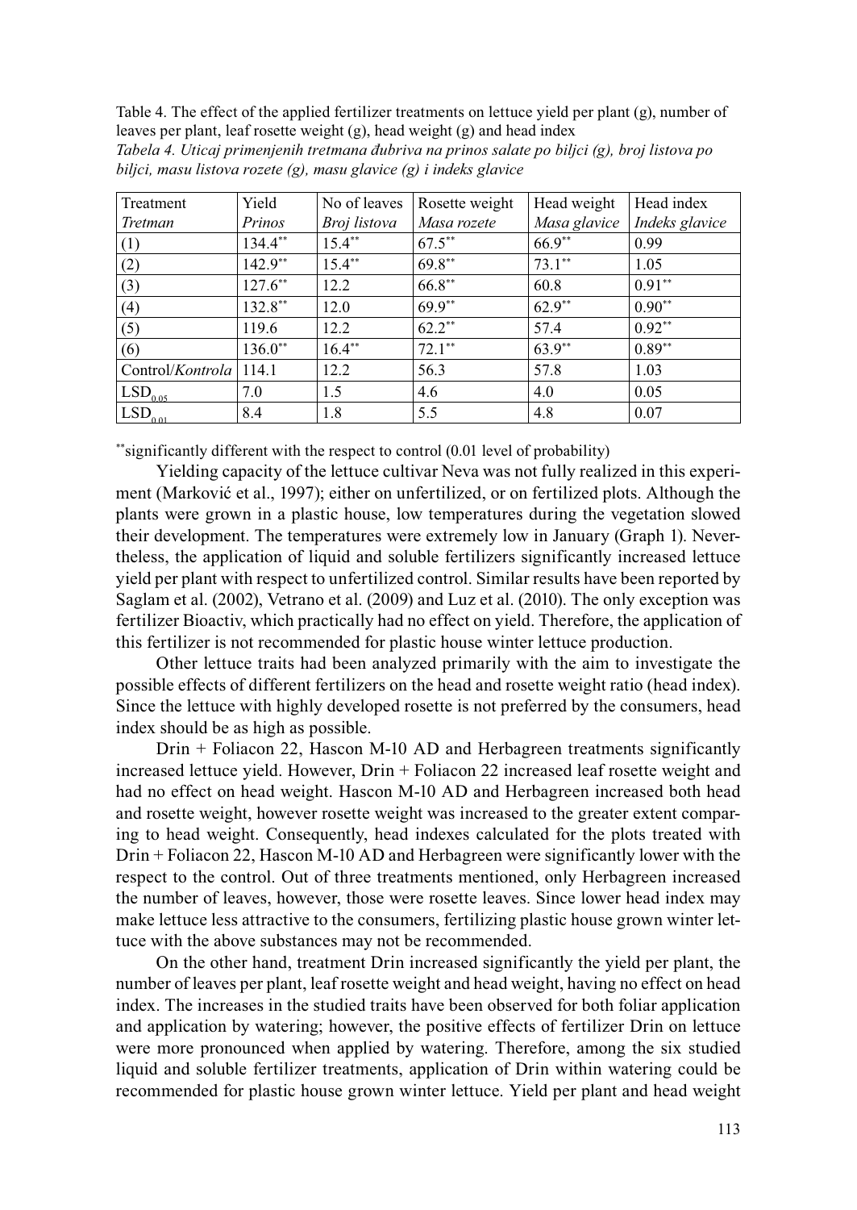Table 4. The effect of the applied fertilizer treatments on lettuce yield per plant (g), number of leaves per plant, leaf rosette weight (g), head weight (g) and head index

*Tabela 4. Uticaj primenjenih tretmana đubriva na prinos salate po biljci (g), broj listova po biljci, masu listova rozete (g), masu glavice (g) i indeks glavice*

| Treatment *Tretman* | Yield *Prinos* | No of leaves *Broj listova* | Rosette weight *Masa rozete* | Head weight *Masa glavice* | Head index *Indeks glavice* |
|---|---|---|---|---|---|
| (1) | 134.4** | 15.4** | 67.5** | 66.9** | 0.99 |
| (2) | 142.9** | 15.4** | 69.8** | 73.1** | 1.05 |
| (3) | 127.6** | 12.2 | 66.8** | 60.8 | 0.91** |
| (4) | 132.8** | 12.0 | 69.9** | 62.9** | 0.90** |
| (5) | 119.6 | 12.2 | 62.2** | 57.4 | 0.92** |
| (6) | 136.0** | 16.4** | 72.1** | 63.9** | 0.89** |
| Control/*Kontrola* | 114.1 | 12.2 | 56.3 | 57.8 | 1.03 |
| $LSD_{0.05}$ | 7.0 | 1.5 | 4.6 | 4.0 | 0.05 |
| $LSD_{0.01}$ | 8.4 | 1.8 | 5.5 | 4.8 | 0.07 |

**significantly different with the respect to control (0.01 level of probability)

Yielding capacity of the lettuce cultivar Neva was not fully realized in this experiment (Marković et al., 1997); either on unfertilized, or on fertilized plots. Although the plants were grown in a plastic house, low temperatures during the vegetation slowed their development. The temperatures were extremely low in January (Graph 1). Nevertheless, the application of liquid and soluble fertilizers significantly increased lettuce yield per plant with respect to unfertilized control. Similar results have been reported by Saglam et al. (2002), Vetrano et al. (2009) and Luz et al. (2010). The only exception was fertilizer Bioactiv, which practically had no effect on yield. Therefore, the application of this fertilizer is not recommended for plastic house winter lettuce production.

Other lettuce traits had been analyzed primarily with the aim to investigate the possible effects of different fertilizers on the head and rosette weight ratio (head index). Since the lettuce with highly developed rosette is not preferred by the consumers, head index should be as high as possible.

Drin + Foliacon 22, Hascon M-10 AD and Herbagreen treatments significantly increased lettuce yield. However, Drin + Foliacon 22 increased leaf rosette weight and had no effect on head weight. Hascon M-10 AD and Herbagreen increased both head and rosette weight, however rosette weight was increased to the greater extent comparing to head weight. Consequently, head indexes calculated for the plots treated with Drin + Foliacon 22, Hascon M-10 AD and Herbagreen were significantly lower with the respect to the control. Out of three treatments mentioned, only Herbagreen increased the number of leaves, however, those were rosette leaves. Since lower head index may make lettuce less attractive to the consumers, fertilizing plastic house grown winter lettuce with the above substances may not be recommended.

On the other hand, treatment Drin increased significantly the yield per plant, the number of leaves per plant, leaf rosette weight and head weight, having no effect on head index. The increases in the studied traits have been observed for both foliar application and application by watering; however, the positive effects of fertilizer Drin on lettuce were more pronounced when applied by watering. Therefore, among the six studied liquid and soluble fertilizer treatments, application of Drin within watering could be recommended for plastic house grown winter lettuce. Yield per plant and head weight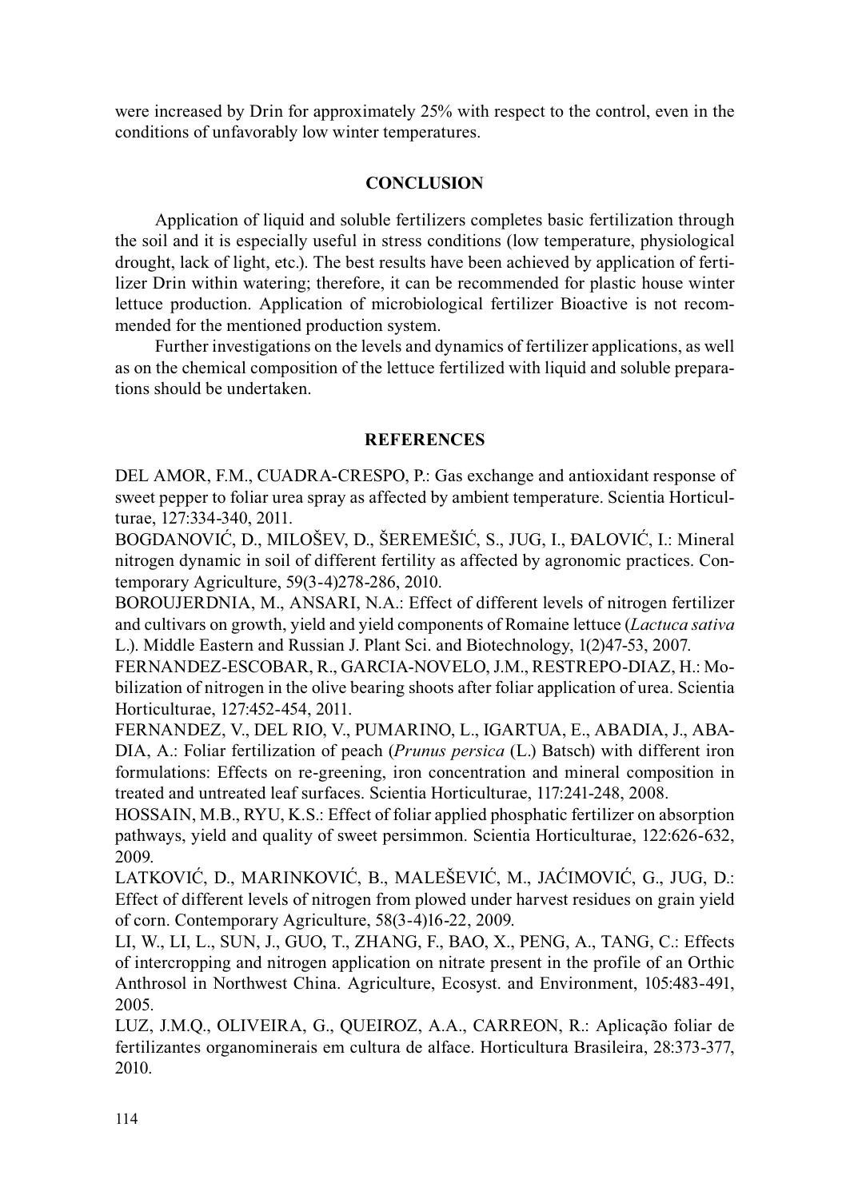were increased by Drin for approximately 25% with respect to the control, even in the conditions of unfavorably low winter temperatures.

## CONCLUSION

Application of liquid and soluble fertilizers completes basic fertilization through the soil and it is especially useful in stress conditions (low temperature, physiological drought, lack of light, etc.). The best results have been achieved by application of fertilizer Drin within watering; therefore, it can be recommended for plastic house winter lettuce production. Application of microbiological fertilizer Bioactive is not recommended for the mentioned production system.

Further investigations on the levels and dynamics of fertilizer applications, as well as on the chemical composition of the lettuce fertilized with liquid and soluble preparations should be undertaken.

## REFERENCES

DEL AMOR, F.M., CUADRA-CRESPO, P.: Gas exchange and antioxidant response of sweet pepper to foliar urea spray as affected by ambient temperature. Scientia Horticulturae, 127:334-340, 2011.

BOGDANOVIĆ, D., MILOŠEV, D., ŠEREMEŠIĆ, S., JUG, I., ĐALOVIĆ, I.: Mineral nitrogen dynamic in soil of different fertility as affected by agronomic practices. Contemporary Agriculture, 59(3-4)278-286, 2010.

BOROUJERDNIA, M., ANSARI, N.A.: Effect of different levels of nitrogen fertilizer and cultivars on growth, yield and yield components of Romaine lettuce (*Lactuca sativa* L.). Middle Eastern and Russian J. Plant Sci. and Biotechnology, 1(2)47-53, 2007.

FERNANDEZ-ESCOBAR, R., GARCIA-NOVELO, J.M., RESTREPO-DIAZ, H.: Mobilization of nitrogen in the olive bearing shoots after foliar application of urea. Scientia Horticulturae, 127:452-454, 2011.

FERNANDEZ, V., DEL RIO, V., PUMARINO, L., IGARTUA, E., ABADIA, J., ABADIA, A.: Foliar fertilization of peach (*Prunus persica* (L.) Batsch) with different iron formulations: Effects on re-greening, iron concentration and mineral composition in treated and untreated leaf surfaces. Scientia Horticulturae, 117:241-248, 2008.

HOSSAIN, M.B., RYU, K.S.: Effect of foliar applied phosphatic fertilizer on absorption pathways, yield and quality of sweet persimmon. Scientia Horticulturae, 122:626-632, 2009.

LATKOVIĆ, D., MARINKOVIĆ, B., MALEŠEVIĆ, M., JAĆIMOVIĆ, G., JUG, D.: Effect of different levels of nitrogen from plowed under harvest residues on grain yield of corn. Contemporary Agriculture, 58(3-4)16-22, 2009.

LI, W., LI, L., SUN, J., GUO, T., ZHANG, F., BAO, X., PENG, A., TANG, C.: Effects of intercropping and nitrogen application on nitrate present in the profile of an Orthic Anthrosol in Northwest China. Agriculture, Ecosyst. and Environment, 105:483-491, 2005.

LUZ, J.M.Q., OLIVEIRA, G., QUEIROZ, A.A., CARREON, R.: Aplicação foliar de fertilizantes organominerais em cultura de alface. Horticultura Brasileira, 28:373-377, 2010.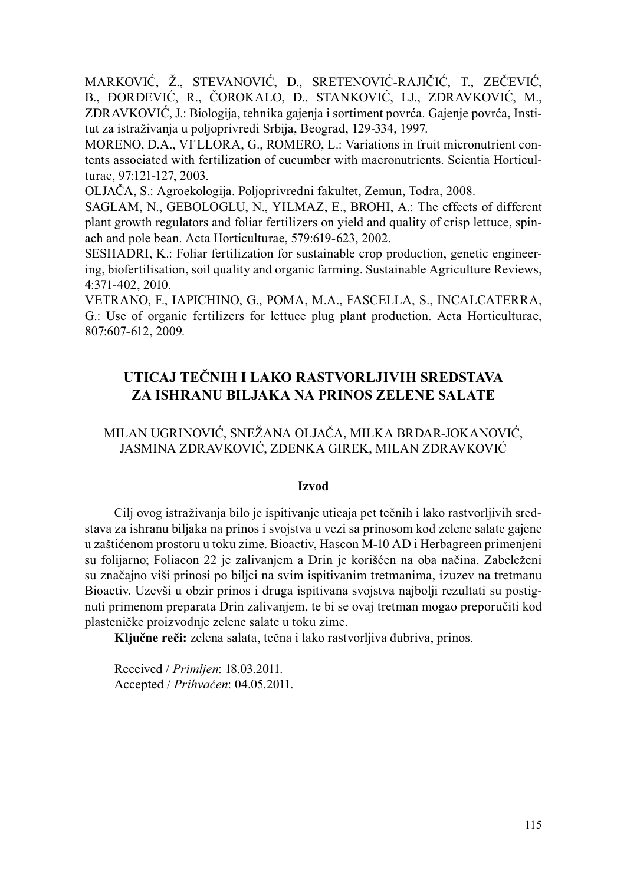MARKOVIĆ, Ž., STEVANOVIĆ, D., SRETENOVIĆ-RAJIČIĆ, T., ZEČEVIĆ, B., ĐORĐEVIĆ, R., ČOROKALO, D., STANKOVIĆ, LJ., ZDRAVKOVIĆ, M., ZDRAVKOVIĆ, J.: Biologija, tehnika gajenja i sortiment povrća. Gajenje povrća, Institut za istraživanja u poljoprivredi Srbija, Beograd, 129-334, 1997.

MORENO, D.A., VI´LLORA, G., ROMERO, L.: Variations in fruit micronutrient contents associated with fertilization of cucumber with macronutrients. Scientia Horticulturae, 97:121-127, 2003.

OLJAČA, S.: Agroekologija. Poljoprivredni fakultet, Zemun, Todra, 2008.

SAGLAM, N., GEBOLOGLU, N., YILMAZ, E., BROHI, A.: The effects of different plant growth regulators and foliar fertilizers on yield and quality of crisp lettuce, spinach and pole bean. Acta Horticulturae, 579:619-623, 2002.

SESHADRI, K.: Foliar fertilization for sustainable crop production, genetic engineering, biofertilisation, soil quality and organic farming. Sustainable Agriculture Reviews, 4:371-402, 2010.

VETRANO, F., IAPICHINO, G., POMA, M.A., FASCELLA, S., INCALCATERRA, G.: Use of organic fertilizers for lettuce plug plant production. Acta Horticulturae, 807:607-612, 2009.

## UTICAJ TEČNIH I LAKO RASTVORLJIVIH SREDSTAVA ZA ISHRANU BILJAKA NA PRINOS ZELENE SALATE

MILAN UGRINOVIĆ, SNEŽANA OLJAČA, MILKA BRDAR-JOKANOVIĆ, JASMINA ZDRAVKOVIĆ, ZDENKA GIREK, MILAN ZDRAVKOVIĆ

### Izvod

Cilj ovog istraživanja bilo je ispitivanje uticaja pet tečnih i lako rastvorljivih sredstava za ishranu biljaka na prinos i svojstva u vezi sa prinosom kod zelene salate gajene u zaštićenom prostoru u toku zime. Bioactiv, Hascon M-10 AD i Herbagreen primenjeni su folijarno; Foliacon 22 je zalivanjem a Drin je korišćen na oba načina. Zabeleženi su značajno viši prinosi po biljci na svim ispitivanim tretmanima, izuzev na tretmanu Bioactiv. Uzevši u obzir prinos i druga ispitivana svojstva najbolji rezultati su postignuti primenom preparata Drin zalivanjem, te bi se ovaj tretman mogao preporučiti kod plasteničke proizvodnje zelene salate u toku zime.

**Ključne reči:** zelena salata, tečna i lako rastvorljiva đubriva, prinos.

Received / *Primljen*: 18.03.2011.
Accepted / *Prihvaćen*: 04.05.2011.